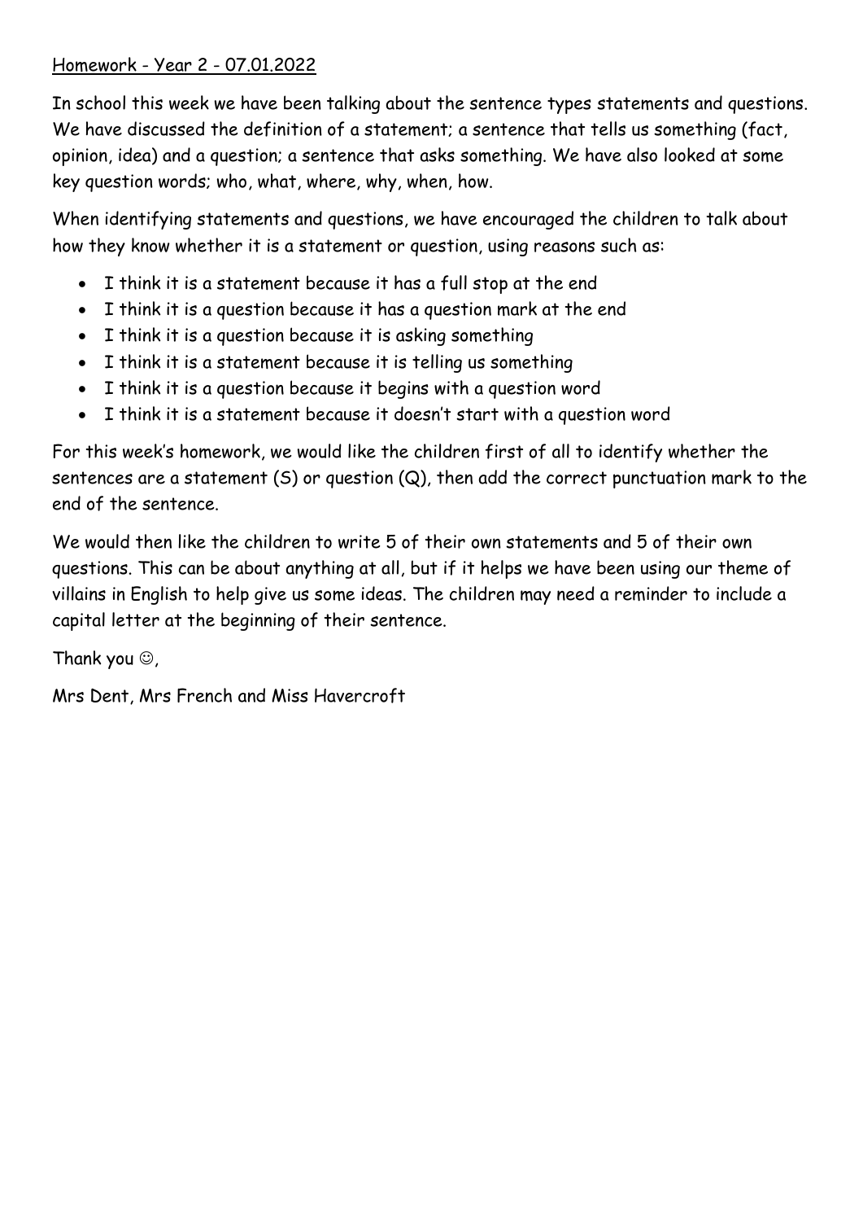Homework - Year 2 - 07.01.2022

In school this week we have been talking about the sentence types statements and questions. We have discussed the definition of a statement; a sentence that tells us something (fact, opinion, idea) and a question; a sentence that asks something. We have also looked at some key question words; who, what, where, why, when, how.

When identifying statements and questions, we have encouraged the children to talk about how they know whether it is a statement or question, using reasons such as:

- I think it is a statement because it has a full stop at the end
- I think it is a question because it has a question mark at the end
- I think it is a question because it is asking something
- I think it is a statement because it is telling us something
- I think it is a question because it begins with a question word
- I think it is a statement because it doesn't start with a question word

For this week's homework, we would like the children first of all to identify whether the sentences are a statement (S) or question (Q), then add the correct punctuation mark to the end of the sentence.

We would then like the children to write 5 of their own statements and 5 of their own questions. This can be about anything at all, but if it helps we have been using our theme of villains in English to help give us some ideas. The children may need a reminder to include a capital letter at the beginning of their sentence.

Thank you ☺,

Mrs Dent, Mrs French and Miss Havercroft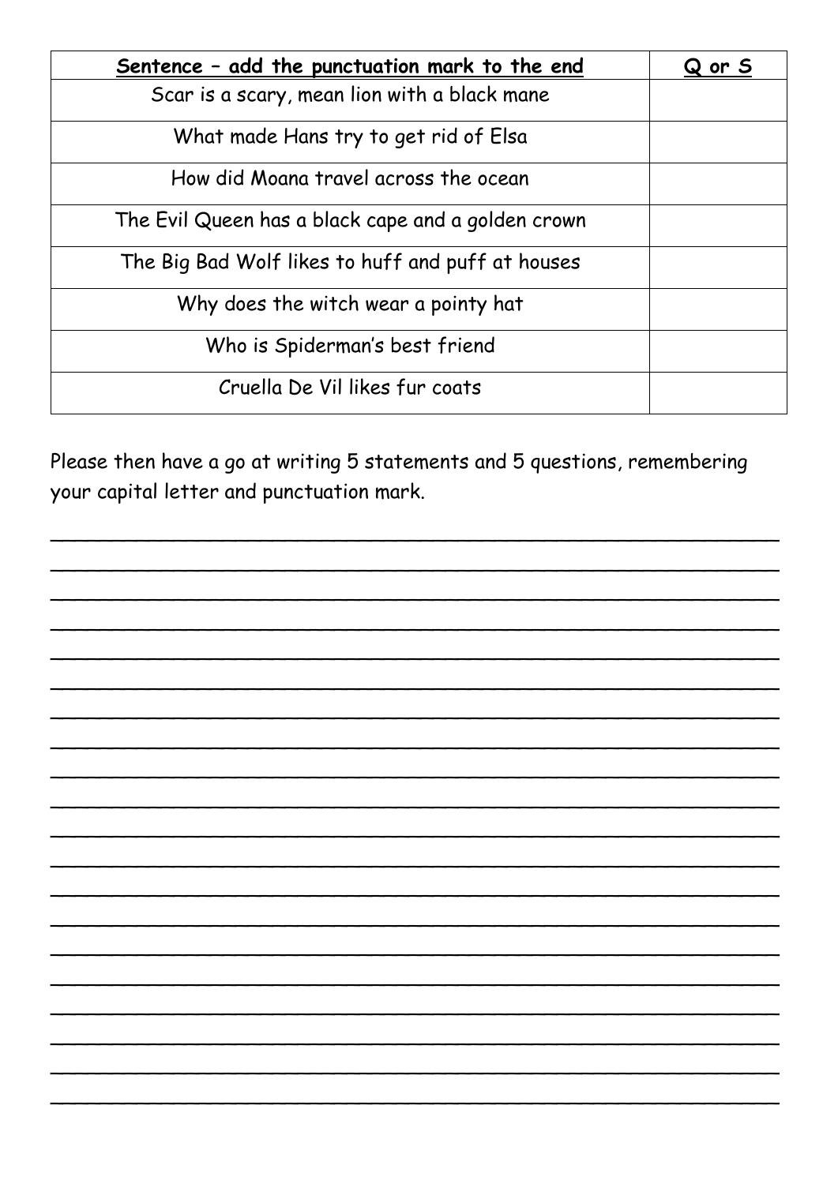| Sentence – add the punctuation mark to the end | Q or S |
| --- | --- |
| Scar is a scary, mean lion with a black mane | |
| What made Hans try to get rid of Elsa | |
| How did Moana travel across the ocean | |
| The Evil Queen has a black cape and a golden crown | |
| The Big Bad Wolf likes to huff and puff at houses | |
| Why does the witch wear a pointy hat | |
| Who is Spiderman's best friend | |
| Cruella De Vil likes fur coats | |

Please then have a go at writing 5 statements and 5 questions, remembering your capital letter and punctuation mark.

______________________________________________________________

______________________________________________________________

______________________________________________________________

______________________________________________________________

______________________________________________________________

______________________________________________________________

______________________________________________________________

______________________________________________________________

______________________________________________________________

______________________________________________________________

______________________________________________________________

______________________________________________________________

______________________________________________________________

______________________________________________________________

______________________________________________________________

______________________________________________________________

______________________________________________________________

______________________________________________________________

______________________________________________________________

______________________________________________________________